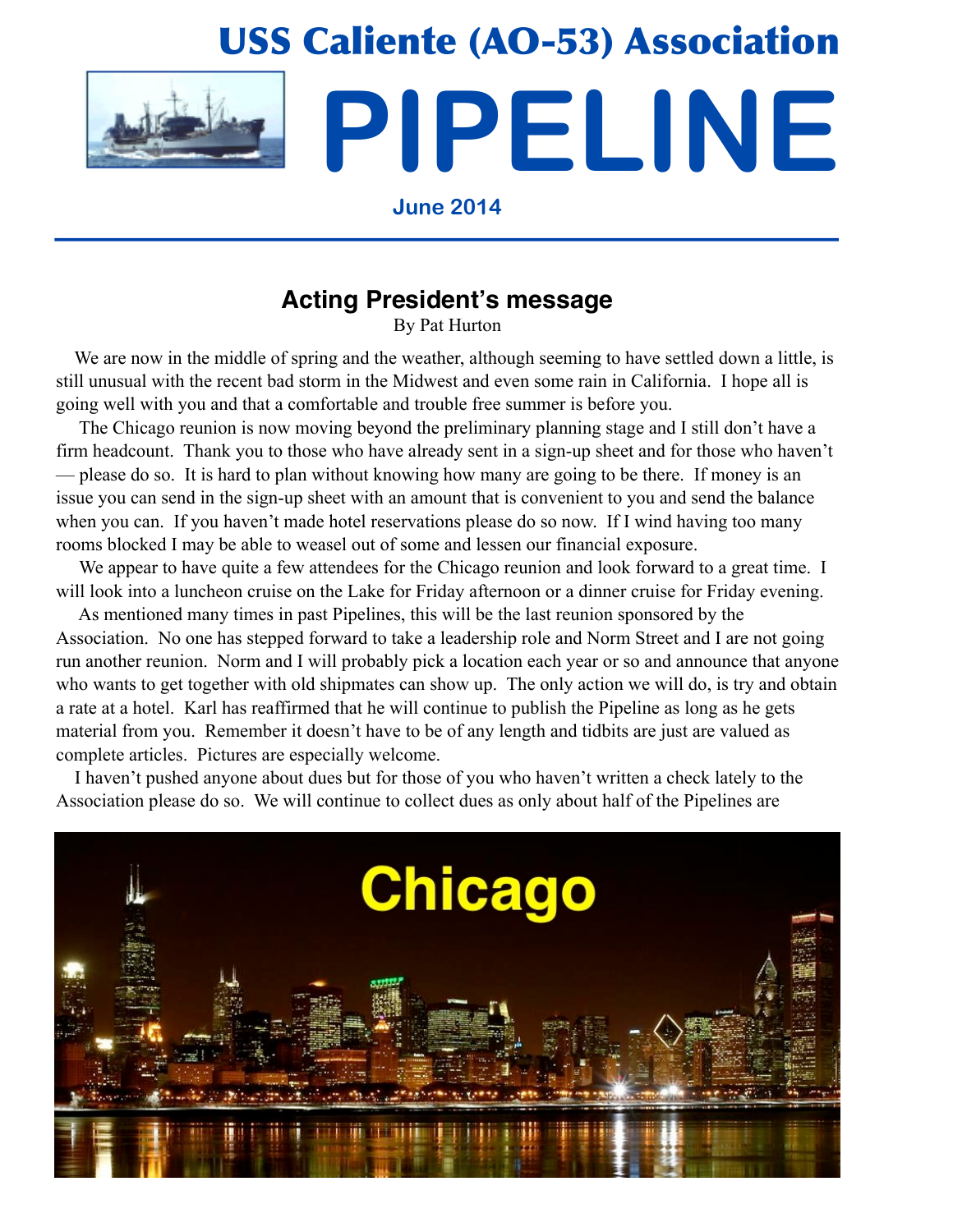# USS Caliente (AO-53) Association

# PIPELINE

**June 2014**

## Acting President's message

By Pat Hurton

We are now in the middle of spring and the weather, although seeming to have settled down a little, is still unusual with the recent bad storm in the Midwest and even some rain in California. I hope all is going well with you and that a comfortable and trouble free summer is before you.

The Chicago reunion is now moving beyond the preliminary planning stage and I still don't have a firm headcount. Thank you to those who have already sent in a sign-up sheet and for those who haven't — please do so. It is hard to plan without knowing how many are going to be there. If money is an issue you can send in the sign-up sheet with an amount that is convenient to you and send the balance when you can. If you haven't made hotel reservations please do so now. If I wind having too many rooms blocked I may be able to weasel out of some and lessen our financial exposure.

We appear to have quite a few attendees for the Chicago reunion and look forward to a great time. I will look into a luncheon cruise on the Lake for Friday afternoon or a dinner cruise for Friday evening.

As mentioned many times in past Pipelines, this will be the last reunion sponsored by the Association. No one has stepped forward to take a leadership role and Norm Street and I are not going run another reunion. Norm and I will probably pick a location each year or so and announce that anyone who wants to get together with old shipmates can show up. The only action we will do, is try and obtain a rate at a hotel. Karl has reaffirmed that he will continue to publish the Pipeline as long as he gets material from you. Remember it doesn't have to be of any length and tidbits are just are valued as complete articles. Pictures are especially welcome.

I haven't pushed anyone about dues but for those of you who haven't written a check lately to the Association please do so. We will continue to collect dues as only about half of the Pipelines are

Chicago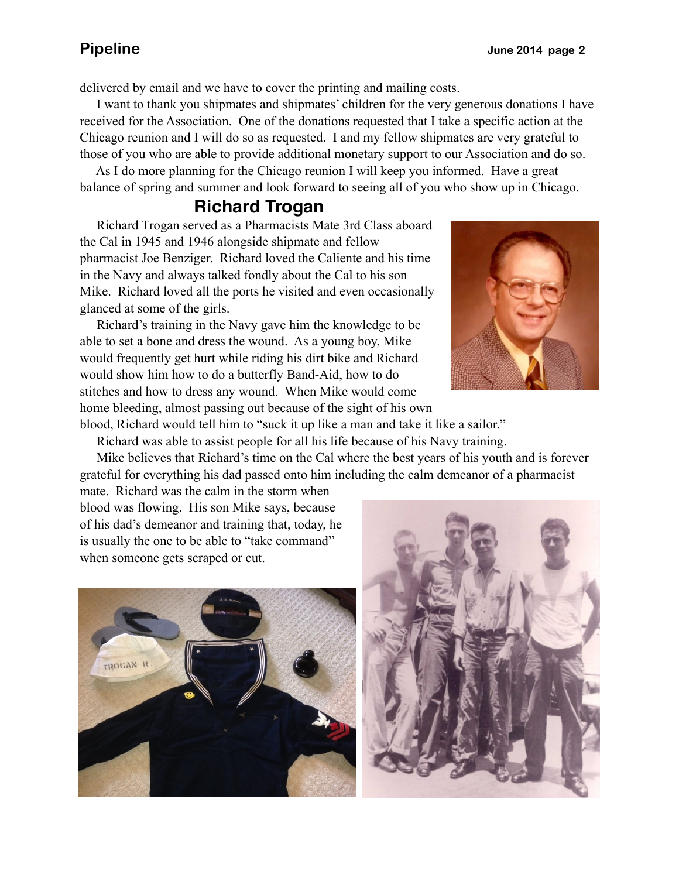delivered by email and we have to cover the printing and mailing costs.

I want to thank you shipmates and shipmates' children for the very generous donations I have received for the Association. One of the donations requested that I take a specific action at the Chicago reunion and I will do so as requested. I and my fellow shipmates are very grateful to those of you who are able to provide additional monetary support to our Association and do so.

As I do more planning for the Chicago reunion I will keep you informed. Have a great balance of spring and summer and look forward to seeing all of you who show up in Chicago.

## Richard Trogan

Richard Trogan served as a Pharmacists Mate 3rd Class aboard the Cal in 1945 and 1946 alongside shipmate and fellow pharmacist Joe Benziger. Richard loved the Caliente and his time in the Navy and always talked fondly about the Cal to his son Mike. Richard loved all the ports he visited and even occasionally glanced at some of the girls.

Richard's training in the Navy gave him the knowledge to be able to set a bone and dress the wound. As a young boy, Mike would frequently get hurt while riding his dirt bike and Richard would show him how to do a butterfly Band-Aid, how to do stitches and how to dress any wound. When Mike would come home bleeding, almost passing out because of the sight of his own blood, Richard would tell him to "suck it up like a man and take it like a sailor."

Richard was able to assist people for all his life because of his Navy training.

Mike believes that Richard's time on the Cal where the best years of his youth and is forever grateful for everything his dad passed onto him including the calm demeanor of a pharmacist mate. Richard was the calm in the storm when blood was flowing. His son Mike says, because of his dad's demeanor and training that, today, he is usually the one to be able to "take command" when someone gets scraped or cut.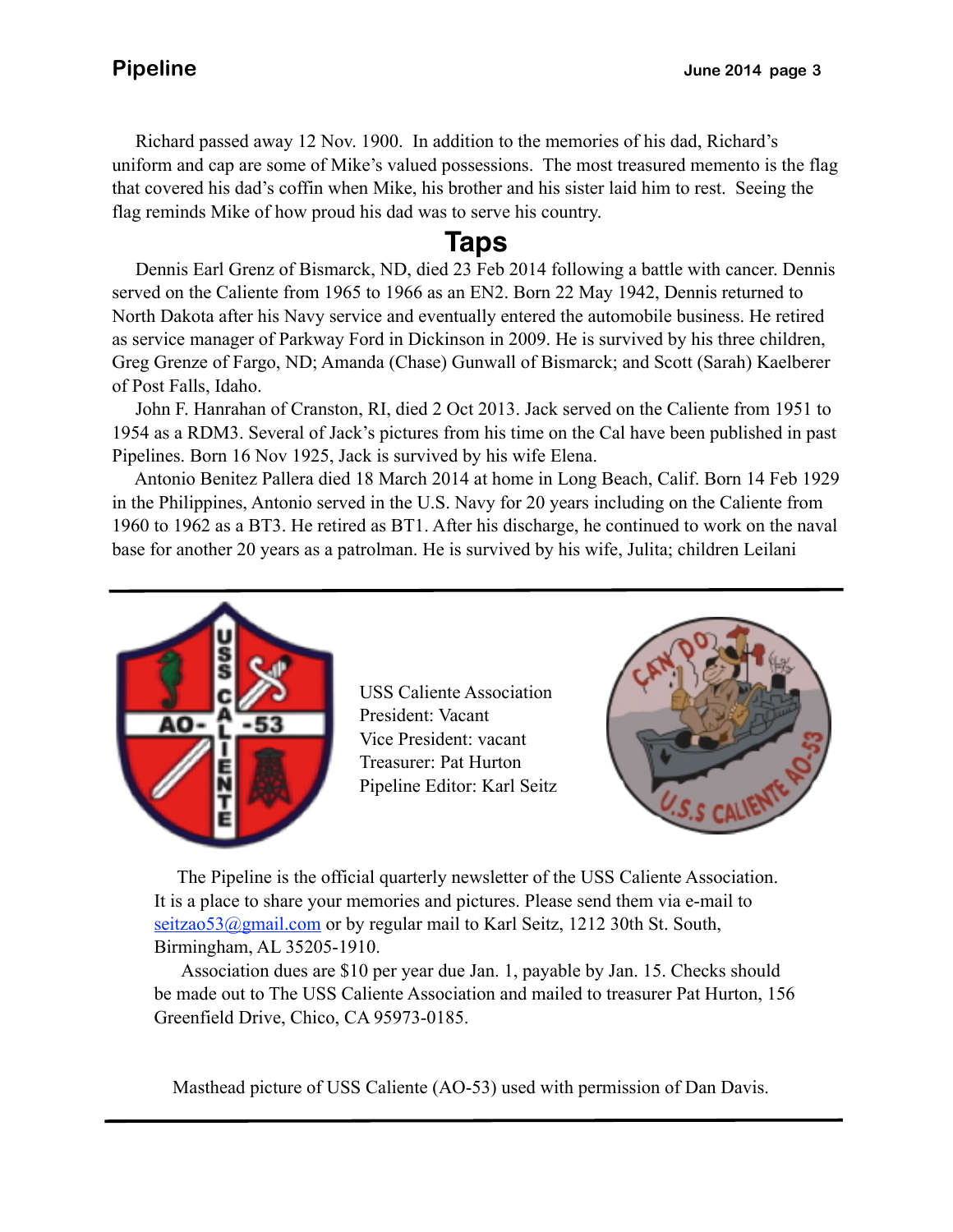Richard passed away 12 Nov. 1900. In addition to the memories of his dad, Richard's uniform and cap are some of Mike's valued possessions. The most treasured memento is the flag that covered his dad's coffin when Mike, his brother and his sister laid him to rest. Seeing the flag reminds Mike of how proud his dad was to serve his country.

## Taps

Dennis Earl Grenz of Bismarck, ND, died 23 Feb 2014 following a battle with cancer. Dennis served on the Caliente from 1965 to 1966 as an EN2. Born 22 May 1942, Dennis returned to North Dakota after his Navy service and eventually entered the automobile business. He retired as service manager of Parkway Ford in Dickinson in 2009. He is survived by his three children, Greg Grenze of Fargo, ND; Amanda (Chase) Gunwall of Bismarck; and Scott (Sarah) Kaelberer of Post Falls, Idaho.

John F. Hanrahan of Cranston, RI, died 2 Oct 2013. Jack served on the Caliente from 1951 to 1954 as a RDM3. Several of Jack's pictures from his time on the Cal have been published in past Pipelines. Born 16 Nov 1925, Jack is survived by his wife Elena.

Antonio Benitez Pallera died 18 March 2014 at home in Long Beach, Calif. Born 14 Feb 1929 in the Philippines, Antonio served in the U.S. Navy for 20 years including on the Caliente from 1960 to 1962 as a BT3. He retired as BT1. After his discharge, he continued to work on the naval base for another 20 years as a patrolman. He is survived by his wife, Julita; children Leilani

---

USS Caliente Association
President: Vacant
Vice President: vacant
Treasurer: Pat Hurton
Pipeline Editor: Karl Seitz

The Pipeline is the official quarterly newsletter of the USS Caliente Association. It is a place to share your memories and pictures. Please send them via e-mail to seitzao53@gmail.com or by regular mail to Karl Seitz, 1212 30th St. South, Birmingham, AL 35205-1910.

Association dues are $10 per year due Jan. 1, payable by Jan. 15. Checks should be made out to The USS Caliente Association and mailed to treasurer Pat Hurton, 156 Greenfield Drive, Chico, CA 95973-0185.

Masthead picture of USS Caliente (AO-53) used with permission of Dan Davis.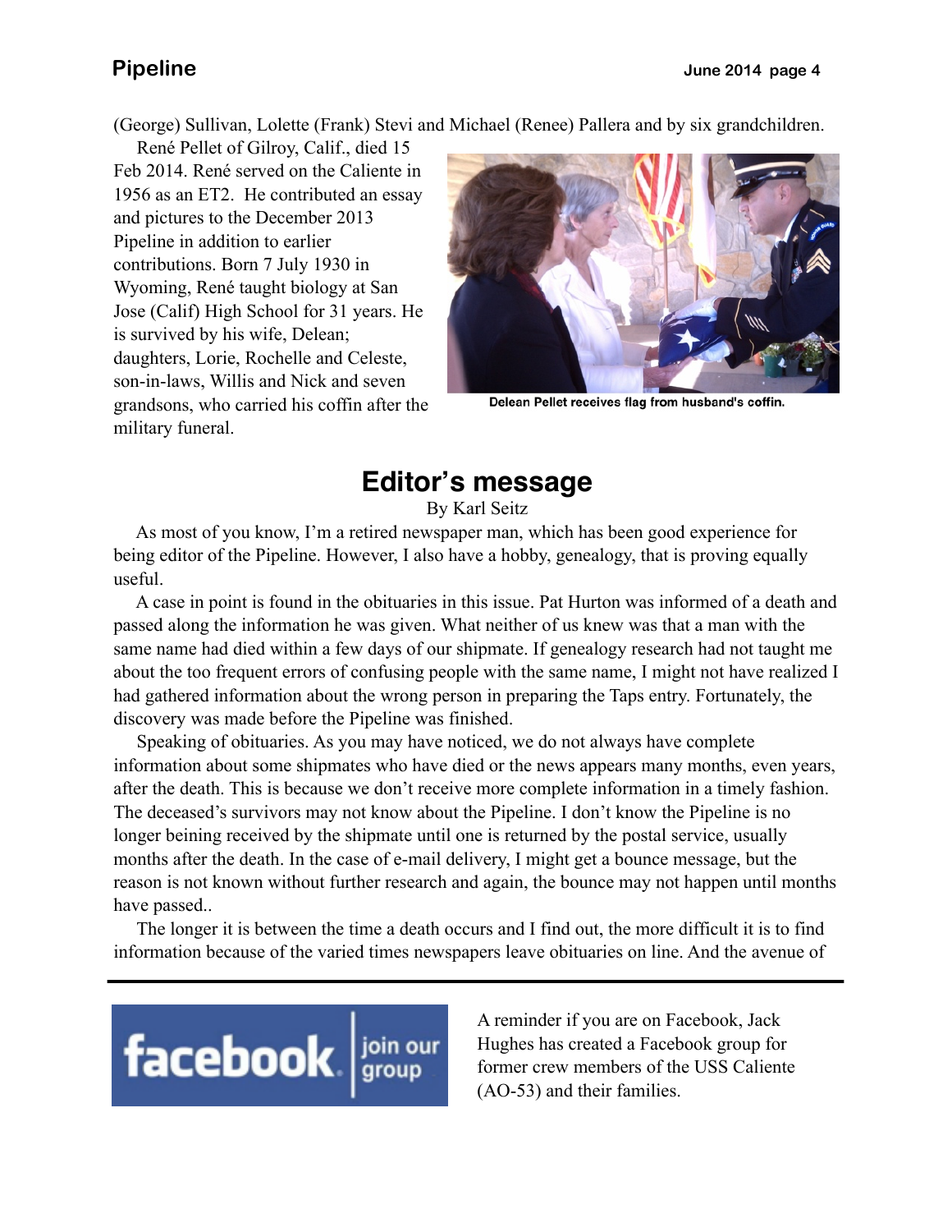(George) Sullivan, Lolette (Frank) Stevi and Michael (Renee) Pallera and by six grandchildren.

René Pellet of Gilroy, Calif., died 15 Feb 2014. René served on the Caliente in 1956 as an ET2. He contributed an essay and pictures to the December 2013 Pipeline in addition to earlier contributions. Born 7 July 1930 in Wyoming, René taught biology at San Jose (Calif) High School for 31 years. He is survived by his wife, Delean; daughters, Lorie, Rochelle and Celeste, son-in-laws, Willis and Nick and seven grandsons, who carried his coffin after the military funeral.

Delean Pellet receives flag from husband's coffin.

## Editor's message

By Karl Seitz

As most of you know, I'm a retired newspaper man, which has been good experience for being editor of the Pipeline. However, I also have a hobby, genealogy, that is proving equally useful.

A case in point is found in the obituaries in this issue. Pat Hurton was informed of a death and passed along the information he was given. What neither of us knew was that a man with the same name had died within a few days of our shipmate. If genealogy research had not taught me about the too frequent errors of confusing people with the same name, I might not have realized I had gathered information about the wrong person in preparing the Taps entry. Fortunately, the discovery was made before the Pipeline was finished.

Speaking of obituaries. As you may have noticed, we do not always have complete information about some shipmates who have died or the news appears many months, even years, after the death. This is because we don't receive more complete information in a timely fashion. The deceased's survivors may not know about the Pipeline. I don't know the Pipeline is no longer beining received by the shipmate until one is returned by the postal service, usually months after the death. In the case of e-mail delivery, I might get a bounce message, but the reason is not known without further research and again, the bounce may not happen until months have passed..

The longer it is between the time a death occurs and I find out, the more difficult it is to find information because of the varied times newspapers leave obituaries on line. And the avenue of

---

facebook. join our group

A reminder if you are on Facebook, Jack Hughes has created a Facebook group for former crew members of the USS Caliente (AO-53) and their families.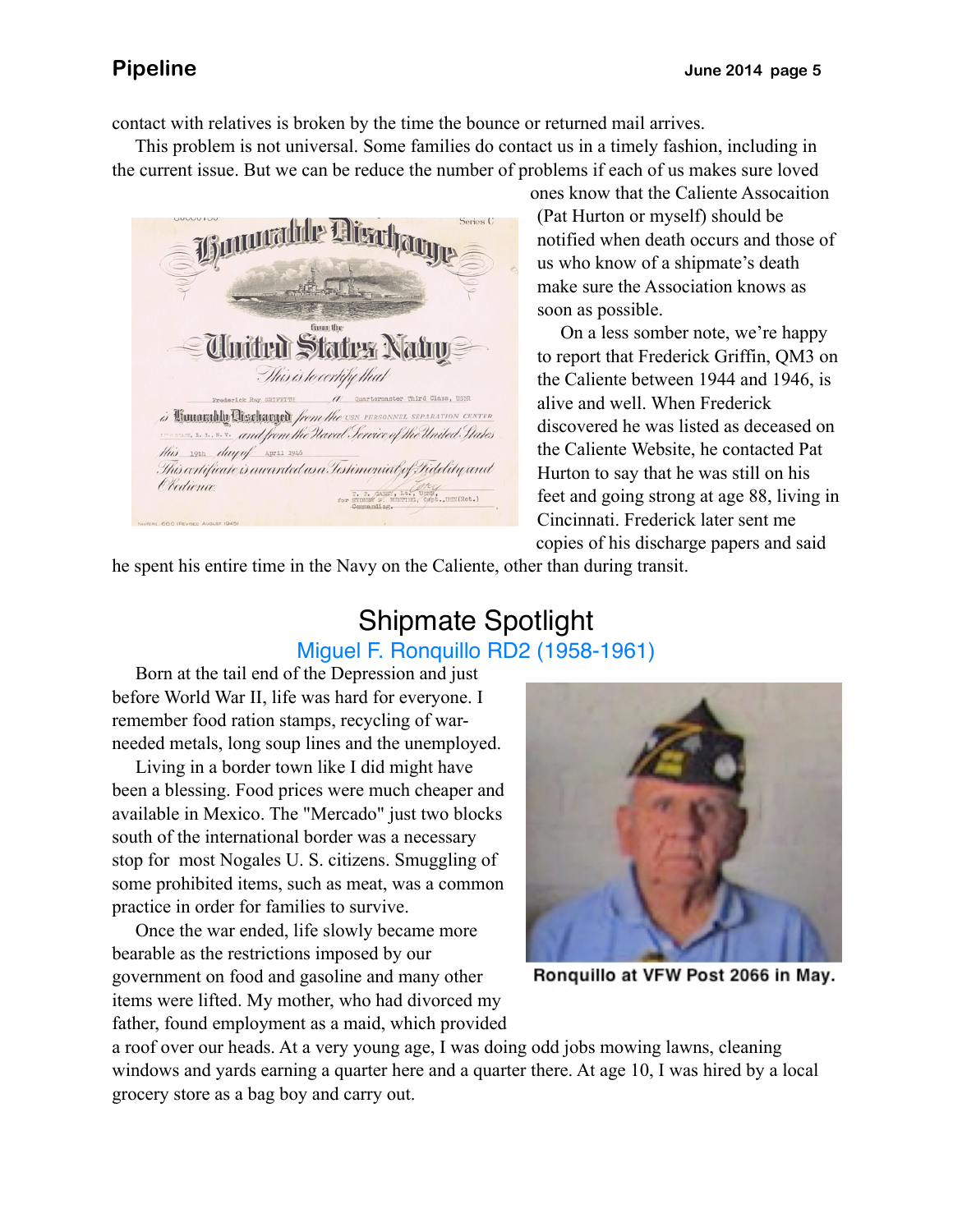contact with relatives is broken by the time the bounce or returned mail arrives.

This problem is not universal. Some families do contact us in a timely fashion, including in the current issue. But we can be reduce the number of problems if each of us makes sure loved ones know that the Caliente Assocaition (Pat Hurton or myself) should be notified when death occurs and those of us who know of a shipmate's death make sure the Association knows as soon as possible.

On a less somber note, we're happy to report that Frederick Griffin, QM3 on the Caliente between 1944 and 1946, is alive and well. When Frederick discovered he was listed as deceased on the Caliente Website, he contacted Pat Hurton to say that he was still on his feet and going strong at age 88, living in Cincinnati. Frederick later sent me copies of his discharge papers and said he spent his entire time in the Navy on the Caliente, other than during transit.

## Shipmate Spotlight

### Miguel F. Ronquillo RD2 (1958-1961)

Born at the tail end of the Depression and just before World War II, life was hard for everyone. I remember food ration stamps, recycling of war-needed metals, long soup lines and the unemployed.

Living in a border town like I did might have been a blessing. Food prices were much cheaper and available in Mexico. The "Mercado" just two blocks south of the international border was a necessary stop for most Nogales U. S. citizens. Smuggling of some prohibited items, such as meat, was a common practice in order for families to survive.

Once the war ended, life slowly became more bearable as the restrictions imposed by our government on food and gasoline and many other items were lifted. My mother, who had divorced my father, found employment as a maid, which provided a roof over our heads. At a very young age, I was doing odd jobs mowing lawns, cleaning windows and yards earning a quarter here and a quarter there. At age 10, I was hired by a local grocery store as a bag boy and carry out.

Ronquillo at VFW Post 2066 in May.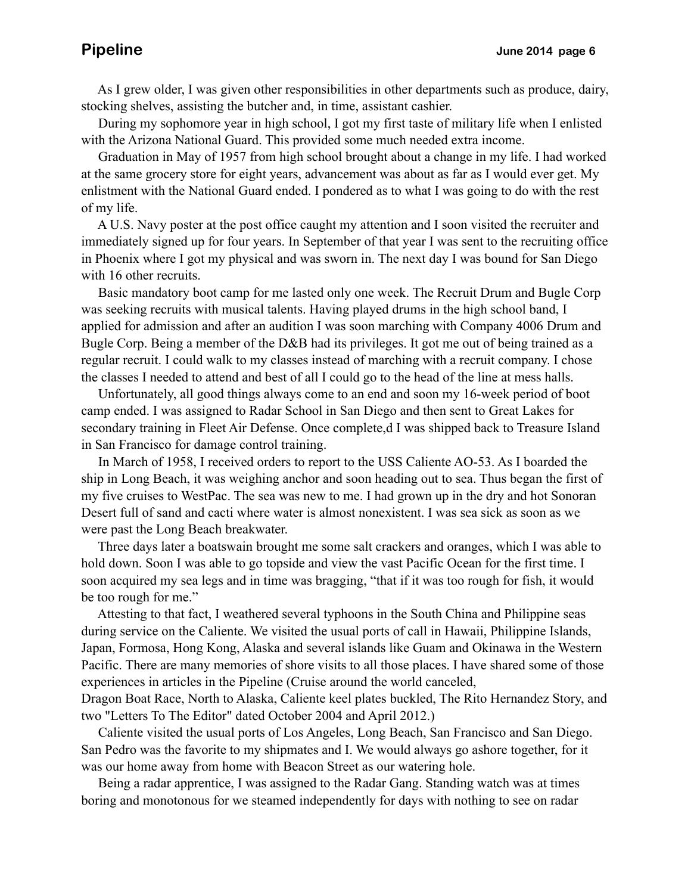As I grew older, I was given other responsibilities in other departments such as produce, dairy, stocking shelves, assisting the butcher and, in time, assistant cashier.

During my sophomore year in high school, I got my first taste of military life when I enlisted with the Arizona National Guard. This provided some much needed extra income.

Graduation in May of 1957 from high school brought about a change in my life. I had worked at the same grocery store for eight years, advancement was about as far as I would ever get. My enlistment with the National Guard ended. I pondered as to what I was going to do with the rest of my life.

A U.S. Navy poster at the post office caught my attention and I soon visited the recruiter and immediately signed up for four years. In September of that year I was sent to the recruiting office in Phoenix where I got my physical and was sworn in. The next day I was bound for San Diego with 16 other recruits.

Basic mandatory boot camp for me lasted only one week. The Recruit Drum and Bugle Corp was seeking recruits with musical talents. Having played drums in the high school band, I applied for admission and after an audition I was soon marching with Company 4006 Drum and Bugle Corp. Being a member of the D&B had its privileges. It got me out of being trained as a regular recruit. I could walk to my classes instead of marching with a recruit company. I chose the classes I needed to attend and best of all I could go to the head of the line at mess halls.

Unfortunately, all good things always come to an end and soon my 16-week period of boot camp ended. I was assigned to Radar School in San Diego and then sent to Great Lakes for secondary training in Fleet Air Defense. Once complete,d I was shipped back to Treasure Island in San Francisco for damage control training.

In March of 1958, I received orders to report to the USS Caliente AO-53. As I boarded the ship in Long Beach, it was weighing anchor and soon heading out to sea. Thus began the first of my five cruises to WestPac. The sea was new to me. I had grown up in the dry and hot Sonoran Desert full of sand and cacti where water is almost nonexistent. I was sea sick as soon as we were past the Long Beach breakwater.

Three days later a boatswain brought me some salt crackers and oranges, which I was able to hold down. Soon I was able to go topside and view the vast Pacific Ocean for the first time. I soon acquired my sea legs and in time was bragging, "that if it was too rough for fish, it would be too rough for me."

Attesting to that fact, I weathered several typhoons in the South China and Philippine seas during service on the Caliente. We visited the usual ports of call in Hawaii, Philippine Islands, Japan, Formosa, Hong Kong, Alaska and several islands like Guam and Okinawa in the Western Pacific. There are many memories of shore visits to all those places. I have shared some of those experiences in articles in the Pipeline (Cruise around the world canceled, Dragon Boat Race, North to Alaska, Caliente keel plates buckled, The Rito Hernandez Story, and two "Letters To The Editor" dated October 2004 and April 2012.)

Caliente visited the usual ports of Los Angeles, Long Beach, San Francisco and San Diego. San Pedro was the favorite to my shipmates and I. We would always go ashore together, for it was our home away from home with Beacon Street as our watering hole.

Being a radar apprentice, I was assigned to the Radar Gang. Standing watch was at times boring and monotonous for we steamed independently for days with nothing to see on radar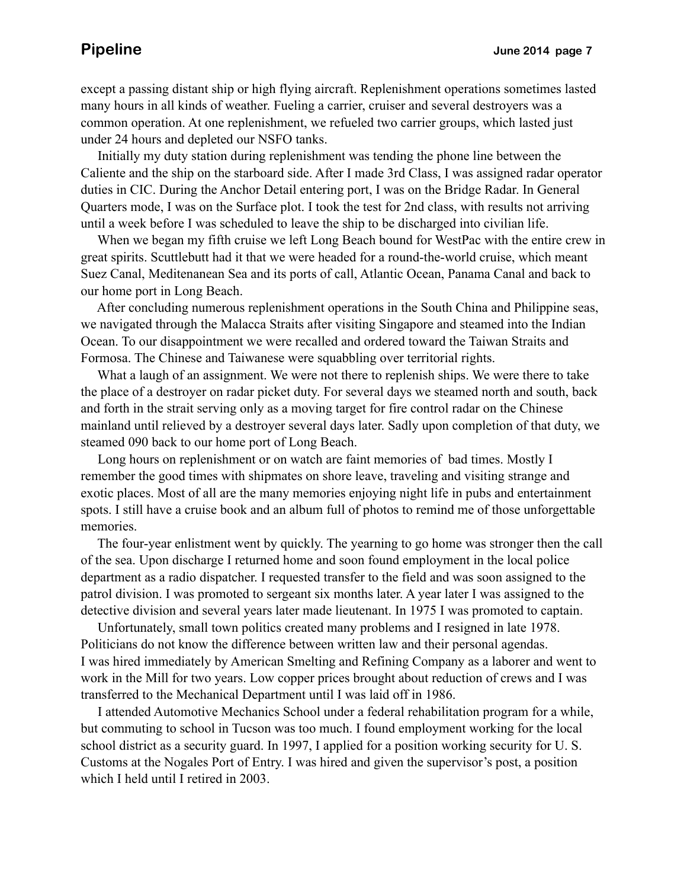except a passing distant ship or high flying aircraft. Replenishment operations sometimes lasted many hours in all kinds of weather. Fueling a carrier, cruiser and several destroyers was a common operation. At one replenishment, we refueled two carrier groups, which lasted just under 24 hours and depleted our NSFO tanks.

Initially my duty station during replenishment was tending the phone line between the Caliente and the ship on the starboard side. After I made 3rd Class, I was assigned radar operator duties in CIC. During the Anchor Detail entering port, I was on the Bridge Radar. In General Quarters mode, I was on the Surface plot. I took the test for 2nd class, with results not arriving until a week before I was scheduled to leave the ship to be discharged into civilian life.

When we began my fifth cruise we left Long Beach bound for WestPac with the entire crew in great spirits. Scuttlebutt had it that we were headed for a round-the-world cruise, which meant Suez Canal, Meditenanean Sea and its ports of call, Atlantic Ocean, Panama Canal and back to our home port in Long Beach.

After concluding numerous replenishment operations in the South China and Philippine seas, we navigated through the Malacca Straits after visiting Singapore and steamed into the Indian Ocean. To our disappointment we were recalled and ordered toward the Taiwan Straits and Formosa. The Chinese and Taiwanese were squabbling over territorial rights.

What a laugh of an assignment. We were not there to replenish ships. We were there to take the place of a destroyer on radar picket duty. For several days we steamed north and south, back and forth in the strait serving only as a moving target for fire control radar on the Chinese mainland until relieved by a destroyer several days later. Sadly upon completion of that duty, we steamed 090 back to our home port of Long Beach.

Long hours on replenishment or on watch are faint memories of bad times. Mostly I remember the good times with shipmates on shore leave, traveling and visiting strange and exotic places. Most of all are the many memories enjoying night life in pubs and entertainment spots. I still have a cruise book and an album full of photos to remind me of those unforgettable memories.

The four-year enlistment went by quickly. The yearning to go home was stronger then the call of the sea. Upon discharge I returned home and soon found employment in the local police department as a radio dispatcher. I requested transfer to the field and was soon assigned to the patrol division. I was promoted to sergeant six months later. A year later I was assigned to the detective division and several years later made lieutenant. In 1975 I was promoted to captain.

Unfortunately, small town politics created many problems and I resigned in late 1978. Politicians do not know the difference between written law and their personal agendas.
I was hired immediately by American Smelting and Refining Company as a laborer and went to work in the Mill for two years. Low copper prices brought about reduction of crews and I was transferred to the Mechanical Department until I was laid off in 1986.

I attended Automotive Mechanics School under a federal rehabilitation program for a while, but commuting to school in Tucson was too much. I found employment working for the local school district as a security guard. In 1997, I applied for a position working security for U. S. Customs at the Nogales Port of Entry. I was hired and given the supervisor's post, a position which I held until I retired in 2003.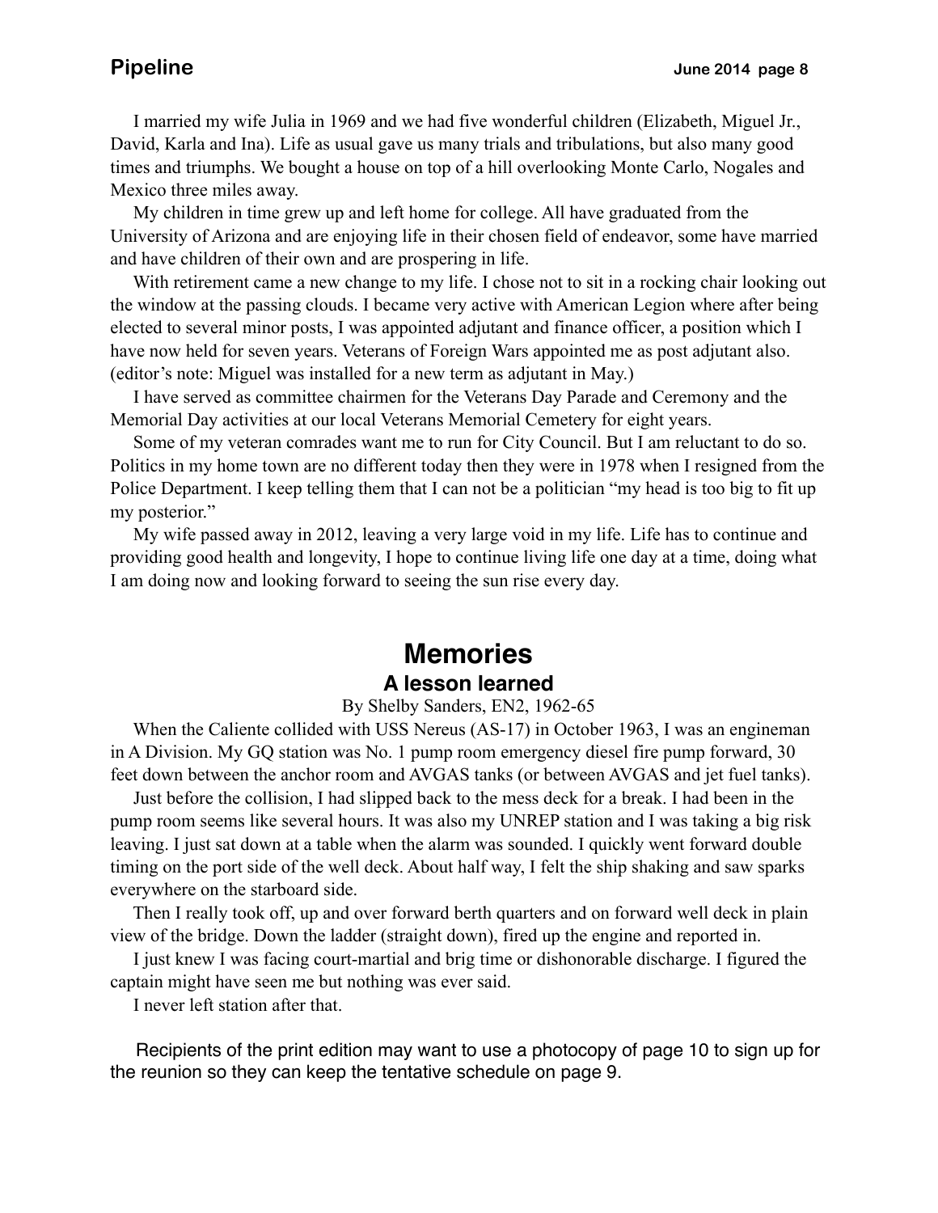I married my wife Julia in 1969 and we had five wonderful children (Elizabeth, Miguel Jr., David, Karla and Ina). Life as usual gave us many trials and tribulations, but also many good times and triumphs. We bought a house on top of a hill overlooking Monte Carlo, Nogales and Mexico three miles away.

My children in time grew up and left home for college. All have graduated from the University of Arizona and are enjoying life in their chosen field of endeavor, some have married and have children of their own and are prospering in life.

With retirement came a new change to my life. I chose not to sit in a rocking chair looking out the window at the passing clouds. I became very active with American Legion where after being elected to several minor posts, I was appointed adjutant and finance officer, a position which I have now held for seven years. Veterans of Foreign Wars appointed me as post adjutant also. (editor's note: Miguel was installed for a new term as adjutant in May.)

I have served as committee chairmen for the Veterans Day Parade and Ceremony and the Memorial Day activities at our local Veterans Memorial Cemetery for eight years.

Some of my veteran comrades want me to run for City Council. But I am reluctant to do so. Politics in my home town are no different today then they were in 1978 when I resigned from the Police Department. I keep telling them that I can not be a politician "my head is too big to fit up my posterior."

My wife passed away in 2012, leaving a very large void in my life. Life has to continue and providing good health and longevity, I hope to continue living life one day at a time, doing what I am doing now and looking forward to seeing the sun rise every day.

# Memories

## A lesson learned

By Shelby Sanders, EN2, 1962-65

When the Caliente collided with USS Nereus (AS-17) in October 1963, I was an engineman in A Division. My GQ station was No. 1 pump room emergency diesel fire pump forward, 30 feet down between the anchor room and AVGAS tanks (or between AVGAS and jet fuel tanks).

Just before the collision, I had slipped back to the mess deck for a break. I had been in the pump room seems like several hours. It was also my UNREP station and I was taking a big risk leaving. I just sat down at a table when the alarm was sounded. I quickly went forward double timing on the port side of the well deck. About half way, I felt the ship shaking and saw sparks everywhere on the starboard side.

Then I really took off, up and over forward berth quarters and on forward well deck in plain view of the bridge. Down the ladder (straight down), fired up the engine and reported in.

I just knew I was facing court-martial and brig time or dishonorable discharge. I figured the captain might have seen me but nothing was ever said.

I never left station after that.

Recipients of the print edition may want to use a photocopy of page 10 to sign up for the reunion so they can keep the tentative schedule on page 9.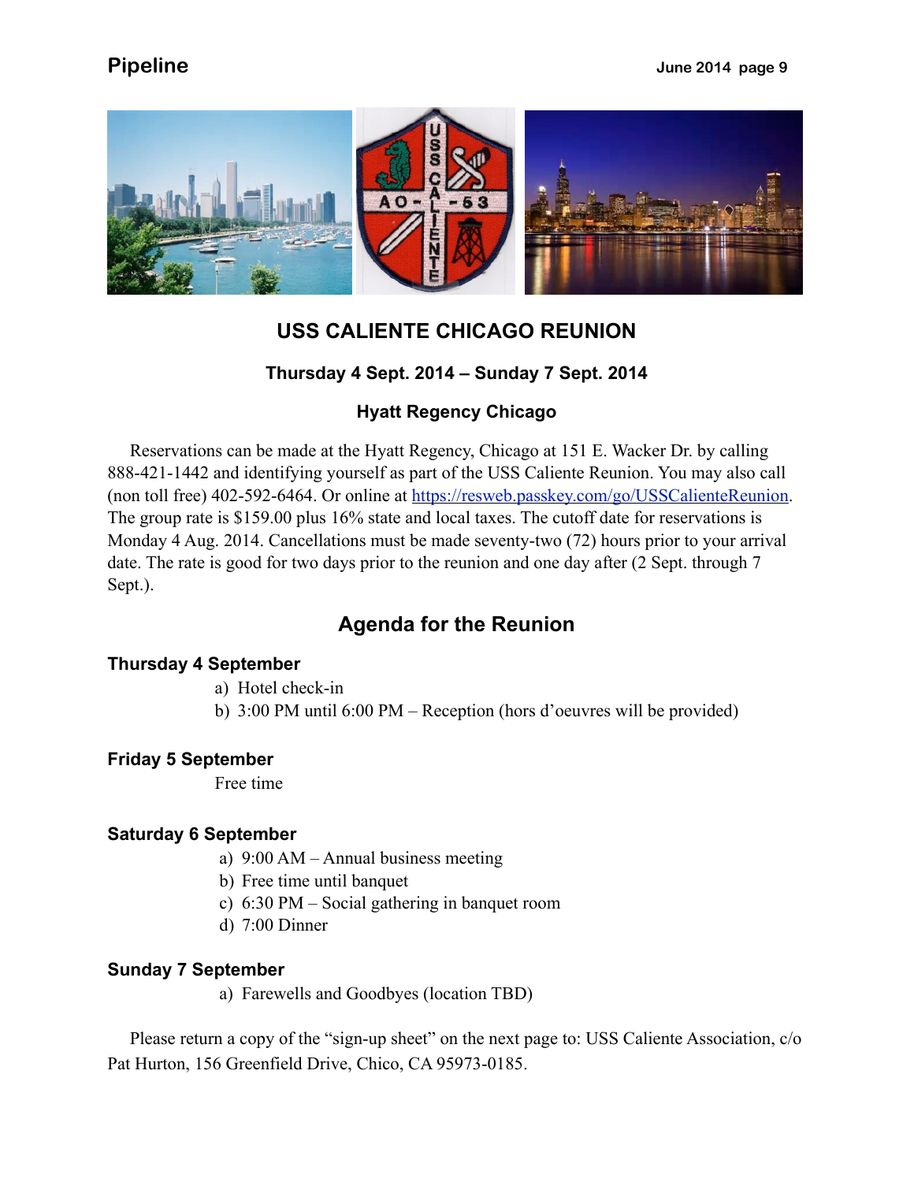## USS CALIENTE CHICAGO REUNION

### Thursday 4 Sept. 2014 – Sunday 7 Sept. 2014

### Hyatt Regency Chicago

Reservations can be made at the Hyatt Regency, Chicago at 151 E. Wacker Dr. by calling 888-421-1442 and identifying yourself as part of the USS Caliente Reunion. You may also call (non toll free) 402-592-6464. Or online at https://resweb.passkey.com/go/USSCalienteReunion. The group rate is $159.00 plus 16% state and local taxes. The cutoff date for reservations is Monday 4 Aug. 2014. Cancellations must be made seventy-two (72) hours prior to your arrival date. The rate is good for two days prior to the reunion and one day after (2 Sept. through 7 Sept.).

## Agenda for the Reunion

### Thursday 4 September

a) Hotel check-in
b) 3:00 PM until 6:00 PM – Reception (hors d'oeuvres will be provided)

### Friday 5 September

Free time

### Saturday 6 September

a) 9:00 AM – Annual business meeting
b) Free time until banquet
c) 6:30 PM – Social gathering in banquet room
d) 7:00 Dinner

### Sunday 7 September

a) Farewells and Goodbyes (location TBD)

Please return a copy of the "sign-up sheet" on the next page to: USS Caliente Association, c/o Pat Hurton, 156 Greenfield Drive, Chico, CA 95973-0185.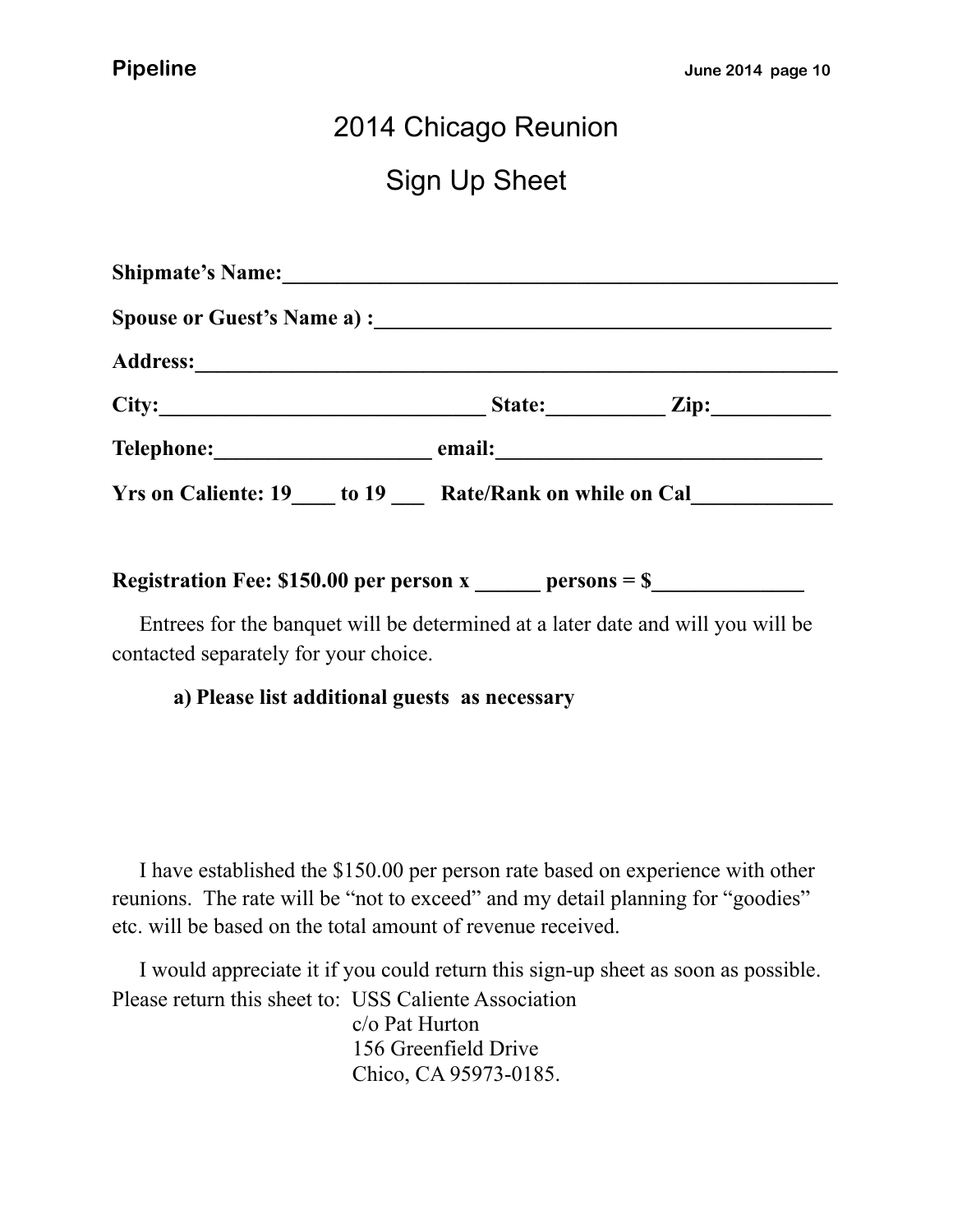# 2014 Chicago Reunion

## Sign Up Sheet

**Shipmate's Name:\_\_\_\_\_\_\_\_\_\_\_\_\_\_\_\_\_\_\_\_\_\_\_\_\_\_\_\_\_\_\_\_\_\_\_\_\_\_\_\_\_\_\_\_\_\_\_\_\_\_\_\_\_\_**

**Spouse or Guest's Name a) :\_\_\_\_\_\_\_\_\_\_\_\_\_\_\_\_\_\_\_\_\_\_\_\_\_\_\_\_\_\_\_\_\_\_\_\_\_\_\_\_\_\_\_\_**

**Address:\_\_\_\_\_\_\_\_\_\_\_\_\_\_\_\_\_\_\_\_\_\_\_\_\_\_\_\_\_\_\_\_\_\_\_\_\_\_\_\_\_\_\_\_\_\_\_\_\_\_\_\_\_\_\_\_\_\_\_\_\_\_**

**City:\_\_\_\_\_\_\_\_\_\_\_\_\_\_\_\_\_\_\_\_\_\_\_\_\_\_\_\_\_\_\_\_ State:\_\_\_\_\_\_\_\_\_\_\_ Zip:\_\_\_\_\_\_\_\_\_\_\_**

**Telephone:\_\_\_\_\_\_\_\_\_\_\_\_\_\_\_\_\_\_\_\_\_ email:\_\_\_\_\_\_\_\_\_\_\_\_\_\_\_\_\_\_\_\_\_\_\_\_\_\_\_\_\_\_\_**

**Yrs on Caliente: 19\_\_\_\_ to 19 \_\_\_ Rate/Rank on while on Cal\_\_\_\_\_\_\_\_\_\_\_\_\_**

**Registration Fee: $150.00 per person x \_\_\_\_\_\_ persons = $\_\_\_\_\_\_\_\_\_\_\_\_\_\_**

Entrees for the banquet will be determined at a later date and will you will be contacted separately for your choice.

**a) Please list additional guests as necessary**

I have established the $150.00 per person rate based on experience with other reunions. The rate will be "not to exceed" and my detail planning for "goodies" etc. will be based on the total amount of revenue received.

I would appreciate it if you could return this sign-up sheet as soon as possible.
Please return this sheet to: USS Caliente Association
c/o Pat Hurton
156 Greenfield Drive
Chico, CA 95973-0185.